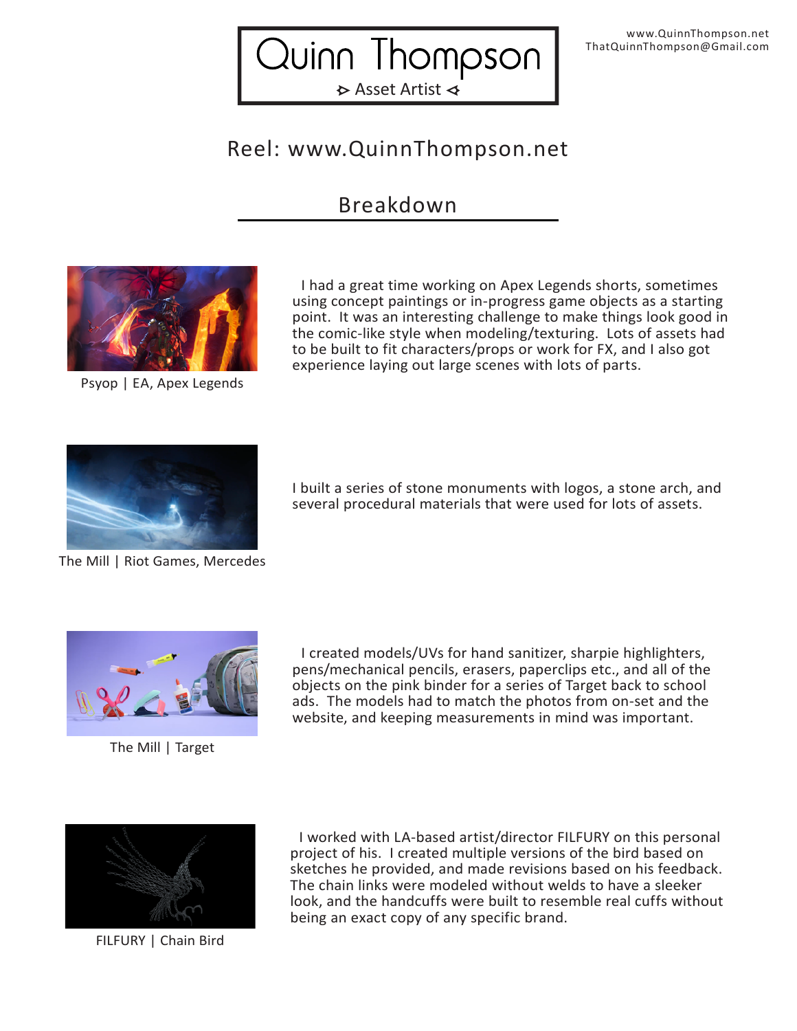# Quinn Thompson

⊳ Asset Artist ⊲

www.QuinnThompson.net
ThatQuinnThompson@Gmail.com

## Reel: www.QuinnThompson.net

## Breakdown

Psyop | EA, Apex Legends

I had a great time working on Apex Legends shorts, sometimes using concept paintings or in-progress game objects as a starting point. It was an interesting challenge to make things look good in the comic-like style when modeling/texturing. Lots of assets had to be built to fit characters/props or work for FX, and I also got experience laying out large scenes with lots of parts.

The Mill | Riot Games, Mercedes

I built a series of stone monuments with logos, a stone arch, and several procedural materials that were used for lots of assets.

The Mill | Target

I created models/UVs for hand sanitizer, sharpie highlighters, pens/mechanical pencils, erasers, paperclips etc., and all of the objects on the pink binder for a series of Target back to school ads. The models had to match the photos from on-set and the website, and keeping measurements in mind was important.

FILFURY | Chain Bird

I worked with LA-based artist/director FILFURY on this personal project of his. I created multiple versions of the bird based on sketches he provided, and made revisions based on his feedback. The chain links were modeled without welds to have a sleeker look, and the handcuffs were built to resemble real cuffs without being an exact copy of any specific brand.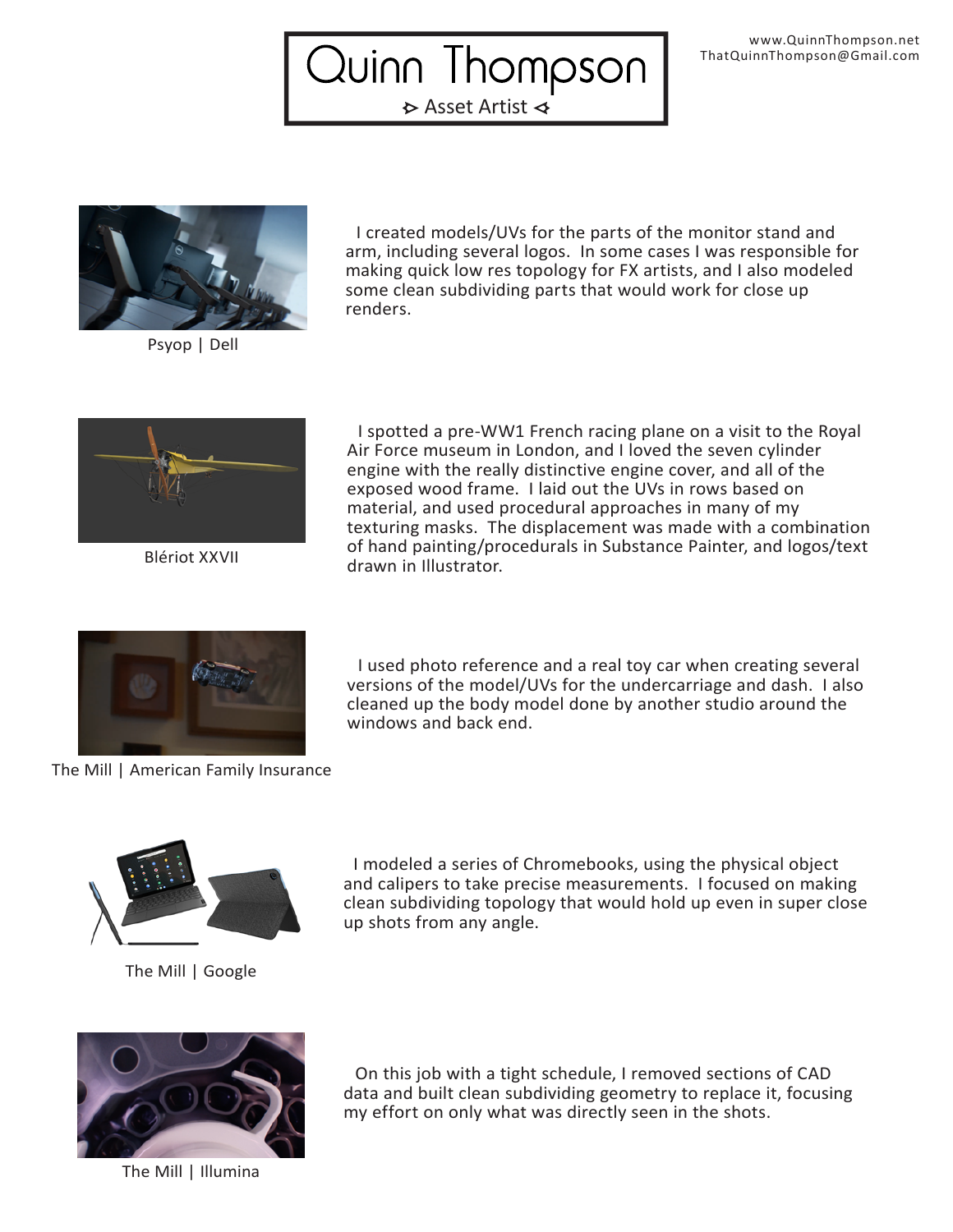# Quinn Thompson

⊳ Asset Artist ⊲

www.QuinnThompson.net
ThatQuinnThompson@Gmail.com

Psyop | Dell

I created models/UVs for the parts of the monitor stand and arm, including several logos. In some cases I was responsible for making quick low res topology for FX artists, and I also modeled some clean subdividing parts that would work for close up renders.

Blériot XXVII

I spotted a pre-WW1 French racing plane on a visit to the Royal Air Force museum in London, and I loved the seven cylinder engine with the really distinctive engine cover, and all of the exposed wood frame. I laid out the UVs in rows based on material, and used procedural approaches in many of my texturing masks. The displacement was made with a combination of hand painting/procedurals in Substance Painter, and logos/text drawn in Illustrator.

The Mill | American Family Insurance

I used photo reference and a real toy car when creating several versions of the model/UVs for the undercarriage and dash. I also cleaned up the body model done by another studio around the windows and back end.

The Mill | Google

I modeled a series of Chromebooks, using the physical object and calipers to take precise measurements. I focused on making clean subdividing topology that would hold up even in super close up shots from any angle.

The Mill | Illumina

On this job with a tight schedule, I removed sections of CAD data and built clean subdividing geometry to replace it, focusing my effort on only what was directly seen in the shots.